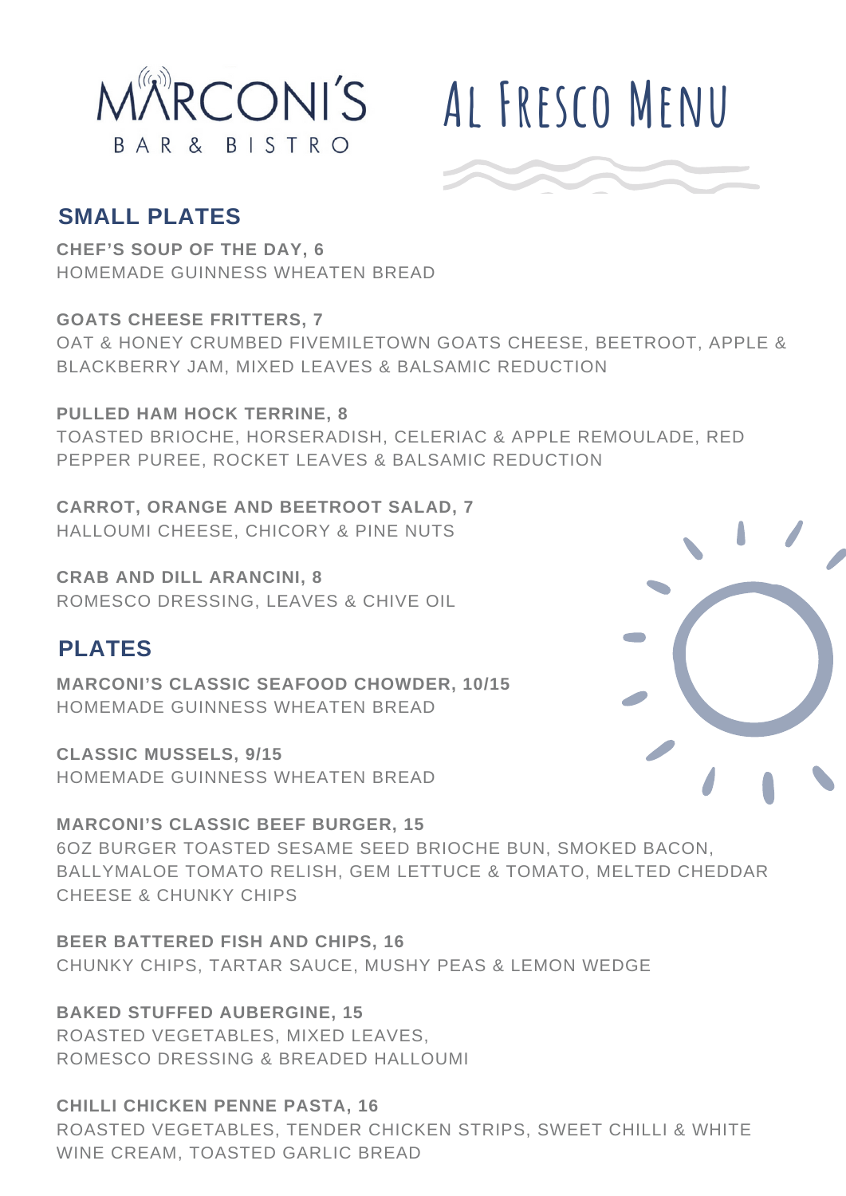# MARCONI'S

BAR & BISTRO

# Al Fresco Menu

## SMALL PLATES

**CHEF'S SOUP OF THE DAY, 6**
HOMEMADE GUINNESS WHEATEN BREAD

**GOATS CHEESE FRITTERS, 7**
OAT & HONEY CRUMBED FIVEMILETOWN GOATS CHEESE, BEETROOT, APPLE & BLACKBERRY JAM, MIXED LEAVES & BALSAMIC REDUCTION

**PULLED HAM HOCK TERRINE, 8**
TOASTED BRIOCHE, HORSERADISH, CELERIAC & APPLE REMOULADE, RED PEPPER PUREE, ROCKET LEAVES & BALSAMIC REDUCTION

**CARROT, ORANGE AND BEETROOT SALAD, 7**
HALLOUMI CHEESE, CHICORY & PINE NUTS

**CRAB AND DILL ARANCINI, 8**
ROMESCO DRESSING, LEAVES & CHIVE OIL

## PLATES

**MARCONI'S CLASSIC SEAFOOD CHOWDER, 10/15**
HOMEMADE GUINNESS WHEATEN BREAD

**CLASSIC MUSSELS, 9/15**
HOMEMADE GUINNESS WHEATEN BREAD

**MARCONI'S CLASSIC BEEF BURGER, 15**
6OZ BURGER TOASTED SESAME SEED BRIOCHE BUN, SMOKED BACON, BALLYMALOE TOMATO RELISH, GEM LETTUCE & TOMATO, MELTED CHEDDAR CHEESE & CHUNKY CHIPS

**BEER BATTERED FISH AND CHIPS, 16**
CHUNKY CHIPS, TARTAR SAUCE, MUSHY PEAS & LEMON WEDGE

**BAKED STUFFED AUBERGINE, 15**
ROASTED VEGETABLES, MIXED LEAVES, ROMESCO DRESSING & BREADED HALLOUMI

**CHILLI CHICKEN PENNE PASTA, 16**
ROASTED VEGETABLES, TENDER CHICKEN STRIPS, SWEET CHILLI & WHITE WINE CREAM, TOASTED GARLIC BREAD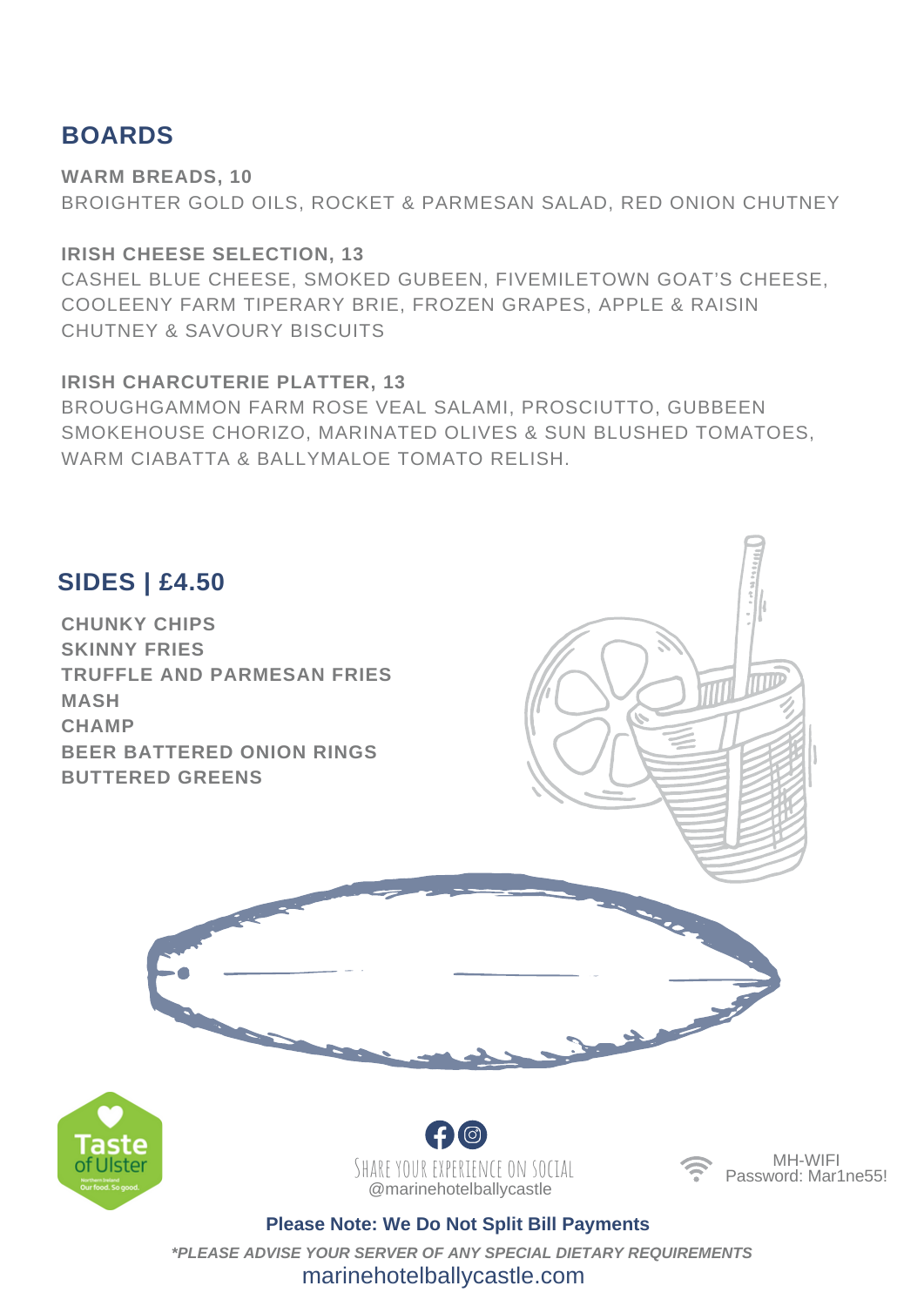## BOARDS

**WARM BREADS, 10**
BROIGHTER GOLD OILS, ROCKET & PARMESAN SALAD, RED ONION CHUTNEY

**IRISH CHEESE SELECTION, 13**
CASHEL BLUE CHEESE, SMOKED GUBEEN, FIVEMILETOWN GOAT'S CHEESE, COOLEENY FARM TIPERARY BRIE, FROZEN GRAPES, APPLE & RAISIN CHUTNEY & SAVOURY BISCUITS

**IRISH CHARCUTERIE PLATTER, 13**
BROUGHGAMMON FARM ROSE VEAL SALAMI, PROSCIUTTO, GUBBEEN SMOKEHOUSE CHORIZO, MARINATED OLIVES & SUN BLUSHED TOMATOES, WARM CIABATTA & BALLYMALOE TOMATO RELISH.

## SIDES | £4.50

**CHUNKY CHIPS**
**SKINNY FRIES**
**TRUFFLE AND PARMESAN FRIES**
**MASH**
**CHAMP**
**BEER BATTERED ONION RINGS**
**BUTTERED GREENS**

Taste of Ulster
Northern Ireland
Our food. So good.

SHARE YOUR EXPERIENCE ON SOCIAL
@marinehotelballycastle

MH-WIFI
Password: Mar1ne55!

**Please Note: We Do Not Split Bill Payments**

***PLEASE ADVISE YOUR SERVER OF ANY SPECIAL DIETARY REQUIREMENTS**

marinehotelballycastle.com